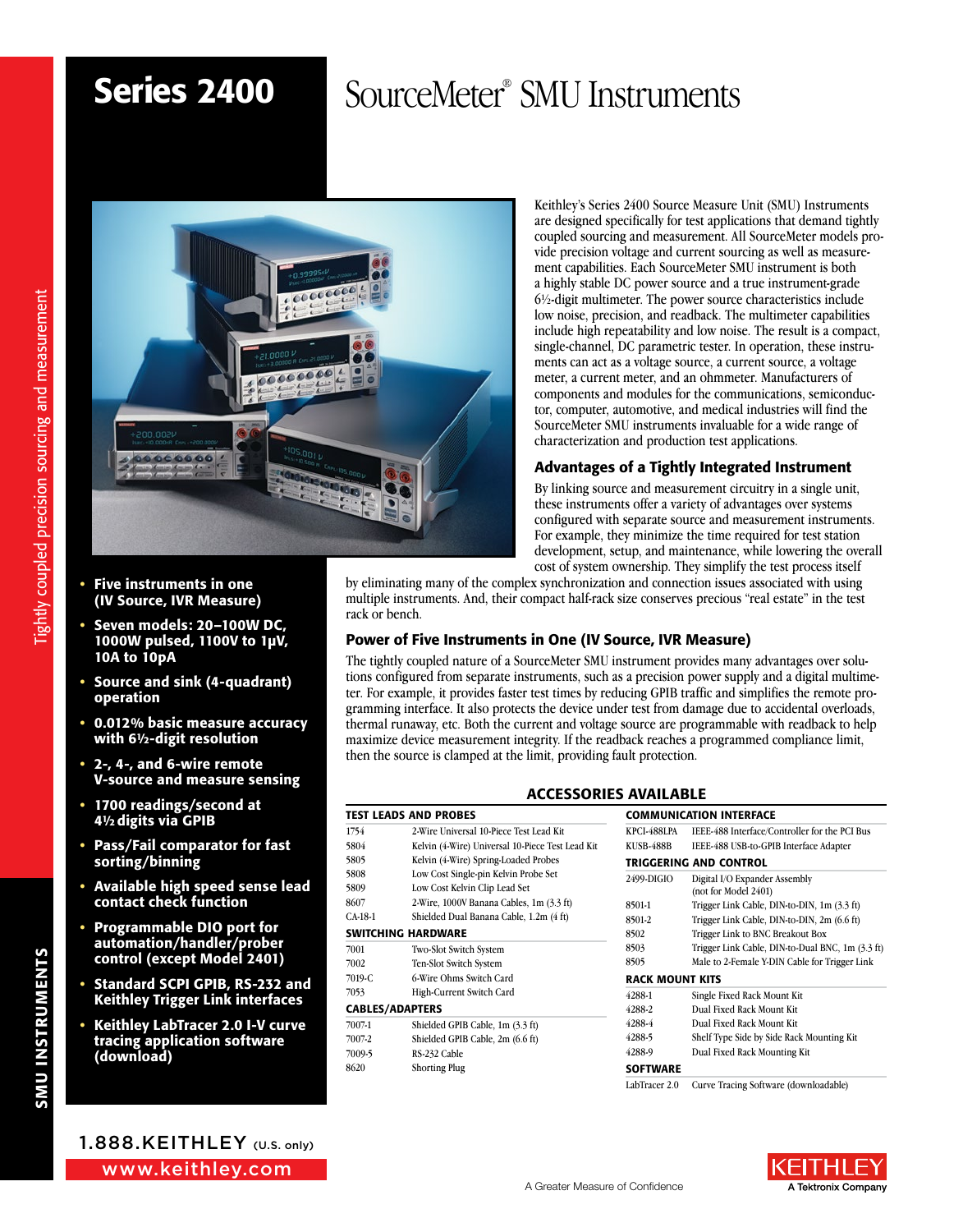# Series 2400 SourceMeter® SMU Instruments

Tightly coupled precision sourcing and measurement

- **Five instruments in one (IV Source, IVR Measure)**
- **Seven models: 20–100W DC, 1000W pulsed, 1100V to 1µV, 10A to 10pA**
- **Source and sink (4-quadrant) operation**
- **0.012% basic measure accuracy with 6½-digit resolution**
- **2-, 4-, and 6-wire remote V-source and measure sensing**
- **1700 readings/second at 4½ digits via GPIB**
- **Pass/Fail comparator for fast sorting/binning**
- **Available high speed sense lead contact check function**
- **Programmable DIO port for automation/handler/prober control (except Model 2401)**
- **Standard SCPI GPIB, RS-232 and Keithley Trigger Link interfaces**
- **Keithley LabTracer 2.0 I-V curve tracing application software (download)**

Keithley's Series 2400 Source Measure Unit (SMU) Instruments are designed specifically for test applications that demand tightly coupled sourcing and measurement. All SourceMeter models provide precision voltage and current sourcing as well as measurement capabilities. Each SourceMeter SMU instrument is both a highly stable DC power source and a true instrument-grade 6½-digit multimeter. The power source characteristics include low noise, precision, and readback. The multimeter capabilities include high repeatability and low noise. The result is a compact, single-channel, DC parametric tester. In operation, these instruments can act as a voltage source, a current source, a voltage meter, a current meter, and an ohmmeter. Manufacturers of components and modules for the communications, semiconductor, computer, automotive, and medical industries will find the SourceMeter SMU instruments invaluable for a wide range of characterization and production test applications.

## Advantages of a Tightly Integrated Instrument

By linking source and measurement circuitry in a single unit, these instruments offer a variety of advantages over systems configured with separate source and measurement instruments. For example, they minimize the time required for test station development, setup, and maintenance, while lowering the overall cost of system ownership. They simplify the test process itself by eliminating many of the complex synchronization and connection issues associated with using multiple instruments. And, their compact half-rack size conserves precious "real estate" in the test rack or bench.

## Power of Five Instruments in One (IV Source, IVR Measure)

The tightly coupled nature of a SourceMeter SMU instrument provides many advantages over solutions configured from separate instruments, such as a precision power supply and a digital multimeter. For example, it provides faster test times by reducing GPIB traffic and simplifies the remote programming interface. It also protects the device under test from damage due to accidental overloads, thermal runaway, etc. Both the current and voltage source are programmable with readback to help maximize device measurement integrity. If the readback reaches a programmed compliance limit, then the source is clamped at the limit, providing fault protection.

## ACCESSORIES AVAILABLE

**TEST LEADS AND PROBES**

| | |
|---|---|
| 1754 | 2-Wire Universal 10-Piece Test Lead Kit |
| 5804 | Kelvin (4-Wire) Universal 10-Piece Test Lead Kit |
| 5805 | Kelvin (4-Wire) Spring-Loaded Probes |
| 5808 | Low Cost Single-pin Kelvin Probe Set |
| 5809 | Low Cost Kelvin Clip Lead Set |
| 8607 | 2-Wire, 1000V Banana Cables, 1m (3.3 ft) |
| CA-18-1 | Shielded Dual Banana Cable, 1.2m (4 ft) |

**SWITCHING HARDWARE**

| | |
|---|---|
| 7001 | Two-Slot Switch System |
| 7002 | Ten-Slot Switch System |
| 7019-C | 6-Wire Ohms Switch Card |
| 7053 | High-Current Switch Card |

**CABLES/ADAPTERS**

| | |
|---|---|
| 7007-1 | Shielded GPIB Cable, 1m (3.3 ft) |
| 7007-2 | Shielded GPIB Cable, 2m (6.6 ft) |
| 7009-5 | RS-232 Cable |
| 8620 | Shorting Plug |

**COMMUNICATION INTERFACE**

| | |
|---|---|
| KPCI-488LPA | IEEE-488 Interface/Controller for the PCI Bus |
| KUSB-488B | IEEE-488 USB-to-GPIB Interface Adapter |

**TRIGGERING AND CONTROL**

| | |
|---|---|
| 2499-DIGIO | Digital I/O Expander Assembly (not for Model 2401) |
| 8501-1 | Trigger Link Cable, DIN-to-DIN, 1m (3.3 ft) |
| 8501-2 | Trigger Link Cable, DIN-to-DIN, 2m (6.6 ft) |
| 8502 | Trigger Link to BNC Breakout Box |
| 8503 | Trigger Link Cable, DIN-to-Dual BNC, 1m (3.3 ft) |
| 8505 | Male to 2-Female Y-DIN Cable for Trigger Link |

**RACK MOUNT KITS**

| | |
|---|---|
| 4288-1 | Single Fixed Rack Mount Kit |
| 4288-2 | Dual Fixed Rack Mount Kit |
| 4288-4 | Dual Fixed Rack Mount Kit |
| 4288-5 | Shelf Type Side by Side Rack Mounting Kit |
| 4288-9 | Dual Fixed Rack Mounting Kit |

**SOFTWARE**

| | |
|---|---|
| LabTracer 2.0 | Curve Tracing Software (downloadable) |

1.888.KEITHLEY (U.S. only)
www.keithley.com

A Greater Measure of Confidence

KEITHLEY A Tektronix Company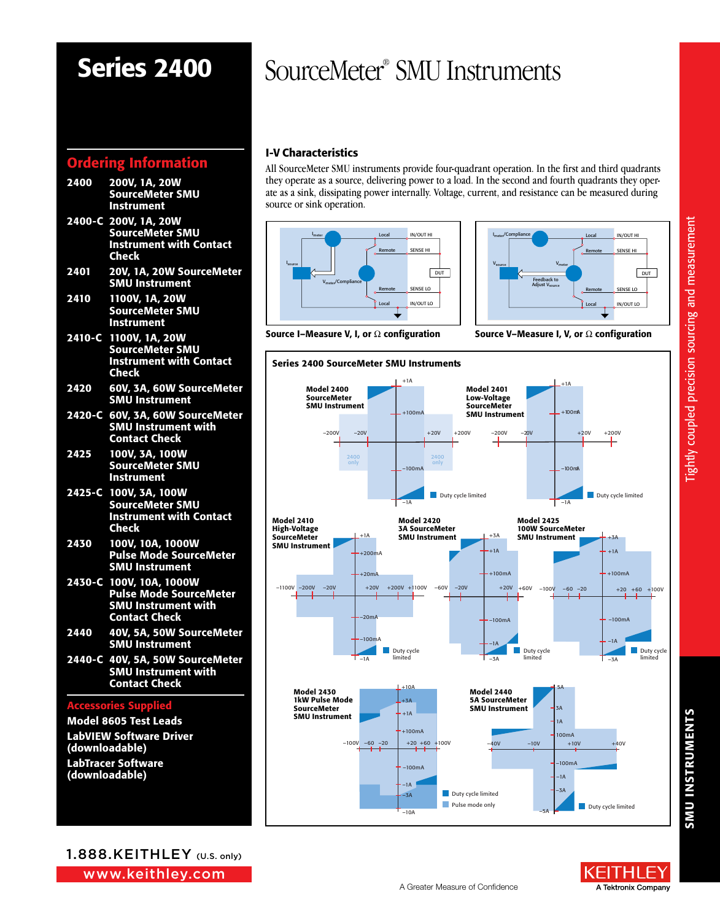# Series 2400

# SourceMeter® SMU Instruments

## Ordering Information

| Model | Description |
|---|---|
| 2400 | 200V, 1A, 20W SourceMeter SMU Instrument |
| 2400-C | 200V, 1A, 20W SourceMeter SMU Instrument with Contact Check |
| 2401 | 20V, 1A, 20W SourceMeter SMU Instrument |
| 2410 | 1100V, 1A, 20W SourceMeter SMU Instrument |
| 2410-C | 1100V, 1A, 20W SourceMeter SMU Instrument with Contact Check |
| 2420 | 60V, 3A, 60W SourceMeter SMU Instrument |
| 2420-C | 60V, 3A, 60W SourceMeter SMU Instrument with Contact Check |
| 2425 | 100V, 3A, 100W SourceMeter SMU Instrument |
| 2425-C | 100V, 3A, 100W SourceMeter SMU Instrument with Contact Check |
| 2430 | 100V, 10A, 1000W Pulse Mode SourceMeter SMU Instrument |
| 2430-C | 100V, 10A, 1000W Pulse Mode SourceMeter SMU Instrument with Contact Check |
| 2440 | 40V, 5A, 50W SourceMeter SMU Instrument |
| 2440-C | 40V, 5A, 50W SourceMeter SMU Instrument with Contact Check |

## Accessories Supplied

- Model 8605 Test Leads
- LabVIEW Software Driver (downloadable)
- LabTracer Software (downloadable)

## I-V Characteristics

All SourceMeter SMU instruments provide four-quadrant operation. In the first and third quadrants they operate as a source, delivering power to a load. In the second and fourth quadrants they operate as a sink, dissipating power internally. Voltage, current, and resistance can be measured during source or sink operation.

**Source I–Measure V, I, or Ω configuration**

**Source V–Measure I, V, or Ω configuration**

**Series 2400 SourceMeter SMU Instruments**

Model 2400 SourceMeter SMU Instrument — Model 2401 Low-Voltage SourceMeter SMU Instrument — Model 2410 High-Voltage SourceMeter SMU Instrument — Model 2420 3A SourceMeter SMU Instrument — Model 2425 100W SourceMeter SMU Instrument — Model 2430 1kW Pulse Mode SourceMeter SMU Instrument — Model 2440 5A SourceMeter SMU Instrument

1.888.KEITHLEY (U.S. only)

www.keithley.com

A Greater Measure of Confidence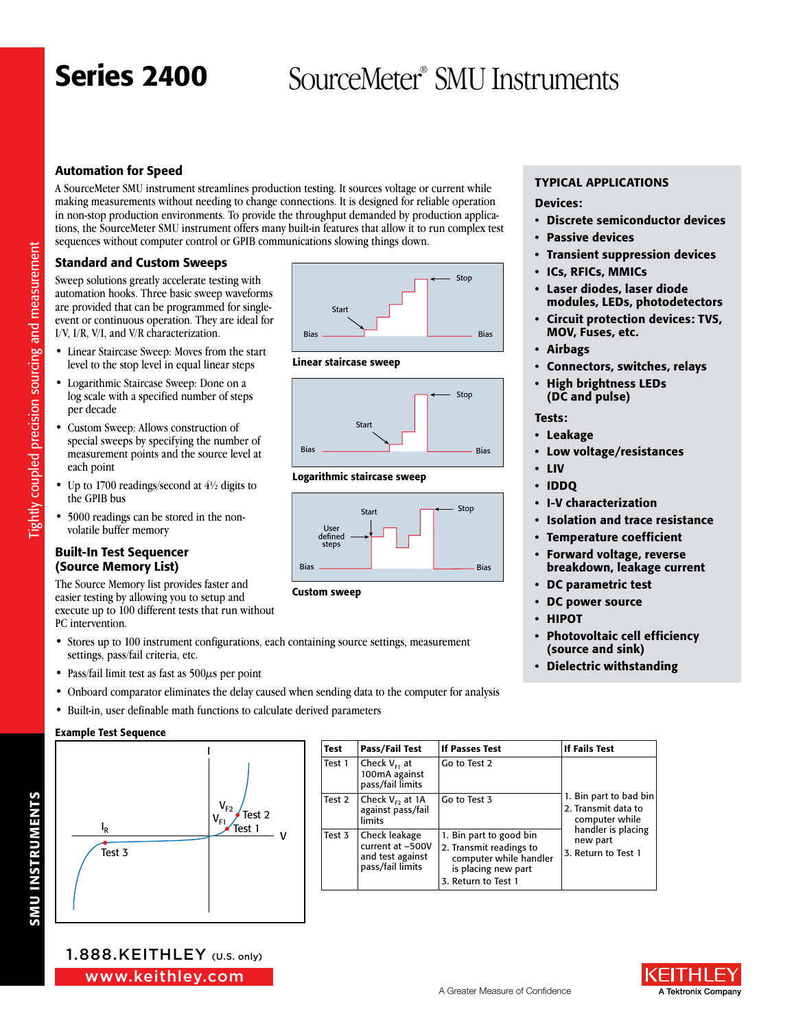# Series 2400 SourceMeter® SMU Instruments

## Automation for Speed

A SourceMeter SMU instrument streamlines production testing. It sources voltage or current while making measurements without needing to change connections. It is designed for reliable operation in non-stop production environments. To provide the throughput demanded by production applications, the SourceMeter SMU instrument offers many built-in features that allow it to run complex test sequences without computer control or GPIB communications slowing things down.

## Standard and Custom Sweeps

Sweep solutions greatly accelerate testing with automation hooks. Three basic sweep waveforms are provided that can be programmed for single-event or continuous operation. They are ideal for I/V, I/R, V/I, and V/R characterization.

- Linear Staircase Sweep: Moves from the start level to the stop level in equal linear steps
- Logarithmic Staircase Sweep: Done on a log scale with a specified number of steps per decade
- Custom Sweep: Allows construction of special sweeps by specifying the number of measurement points and the source level at each point
- Up to 1700 readings/second at 4½ digits to the GPIB bus
- 5000 readings can be stored in the non-volatile buffer memory

Linear staircase sweep

Logarithmic staircase sweep

Custom sweep

## Built-In Test Sequencer (Source Memory List)

The Source Memory list provides faster and easier testing by allowing you to setup and execute up to 100 different tests that run without PC intervention.

- Stores up to 100 instrument configurations, each containing source settings, measurement settings, pass/fail criteria, etc.
- Pass/fail limit test as fast as 500µs per point
- Onboard comparator eliminates the delay caused when sending data to the computer for analysis
- Built-in, user definable math functions to calculate derived parameters

### Example Test Sequence

| Test | Pass/Fail Test | If Passes Test | If Fails Test |
|---|---|---|---|
| Test 1 | Check $V_{F1}$ at 100mA against pass/fail limits | Go to Test 2 | 1. Bin part to bad bin<br>2. Transmit data to computer while handler is placing new part<br>3. Return to Test 1 |
| Test 2 | Check $V_{F2}$ at 1A against pass/fail limits | Go to Test 3 | |
| Test 3 | Check leakage current at −500V and test against pass/fail limits | 1. Bin part to good bin<br>2. Transmit readings to computer while handler is placing new part<br>3. Return to Test 1 | |

## TYPICAL APPLICATIONS

**Devices:**

- Discrete semiconductor devices
- Passive devices
- Transient suppression devices
- ICs, RFICs, MMICs
- Laser diodes, laser diode modules, LEDs, photodetectors
- Circuit protection devices: TVS, MOV, Fuses, etc.
- Airbags
- Connectors, switches, relays
- High brightness LEDs (DC and pulse)

**Tests:**

- Leakage
- Low voltage/resistances
- LIV
- IDDQ
- I-V characterization
- Isolation and trace resistance
- Temperature coefficient
- Forward voltage, reverse breakdown, leakage current
- DC parametric test
- DC power source
- HIPOT
- Photovoltaic cell efficiency (source and sink)
- Dielectric withstanding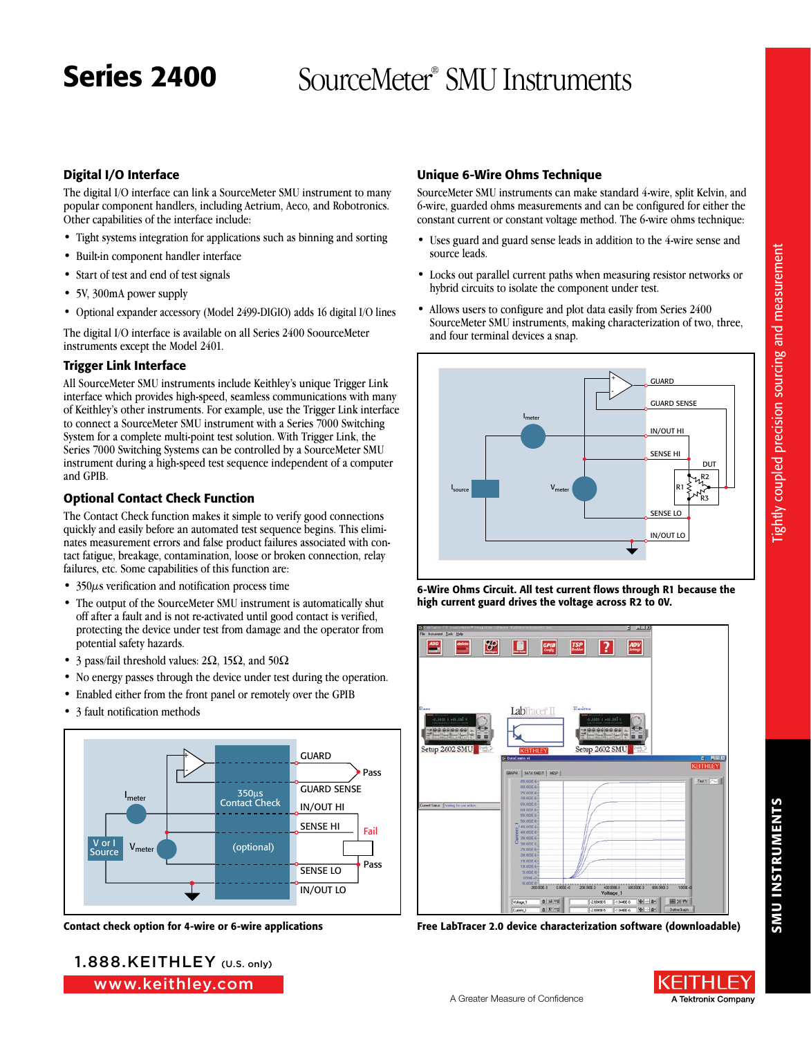# Series 2400 SourceMeter® SMU Instruments

## Digital I/O Interface

The digital I/O interface can link a SourceMeter SMU instrument to many popular component handlers, including Aetrium, Aeco, and Robotronics. Other capabilities of the interface include:

- Tight systems integration for applications such as binning and sorting
- Built-in component handler interface
- Start of test and end of test signals
- 5V, 300mA power supply
- Optional expander accessory (Model 2499-DIGIO) adds 16 digital I/O lines

The digital I/O interface is available on all Series 2400 SoourceMeter instruments except the Model 2401.

## Trigger Link Interface

All SourceMeter SMU instruments include Keithley's unique Trigger Link interface which provides high-speed, seamless communications with many of Keithley's other instruments. For example, use the Trigger Link interface to connect a SourceMeter SMU instrument with a Series 7000 Switching System for a complete multi-point test solution. With Trigger Link, the Series 7000 Switching Systems can be controlled by a SourceMeter SMU instrument during a high-speed test sequence independent of a computer and GPIB.

## Optional Contact Check Function

The Contact Check function makes it simple to verify good connections quickly and easily before an automated test sequence begins. This eliminates measurement errors and false product failures associated with contact fatigue, breakage, contamination, loose or broken connection, relay failures, etc. Some capabilities of this function are:

- 350µs verification and notification process time
- The output of the SourceMeter SMU instrument is automatically shut off after a fault and is not re-activated until good contact is verified, protecting the device under test from damage and the operator from potential safety hazards.
- 3 pass/fail threshold values: 2Ω, 15Ω, and 50Ω
- No energy passes through the device under test during the operation.
- Enabled either from the front panel or remotely over the GPIB
- 3 fault notification methods

**Contact check option for 4-wire or 6-wire applications**

## Unique 6-Wire Ohms Technique

SourceMeter SMU instruments can make standard 4-wire, split Kelvin, and 6-wire, guarded ohms measurements and can be configured for either the constant current or constant voltage method. The 6-wire ohms technique:

- Uses guard and guard sense leads in addition to the 4-wire sense and source leads.
- Locks out parallel current paths when measuring resistor networks or hybrid circuits to isolate the component under test.
- Allows users to configure and plot data easily from Series 2400 SourceMeter SMU instruments, making characterization of two, three, and four terminal devices a snap.

**6-Wire Ohms Circuit. All test current flows through R1 because the high current guard drives the voltage across R2 to 0V.**

**Free LabTracer 2.0 device characterization software (downloadable)**

1.888.KEITHLEY (U.S. only)

www.keithley.com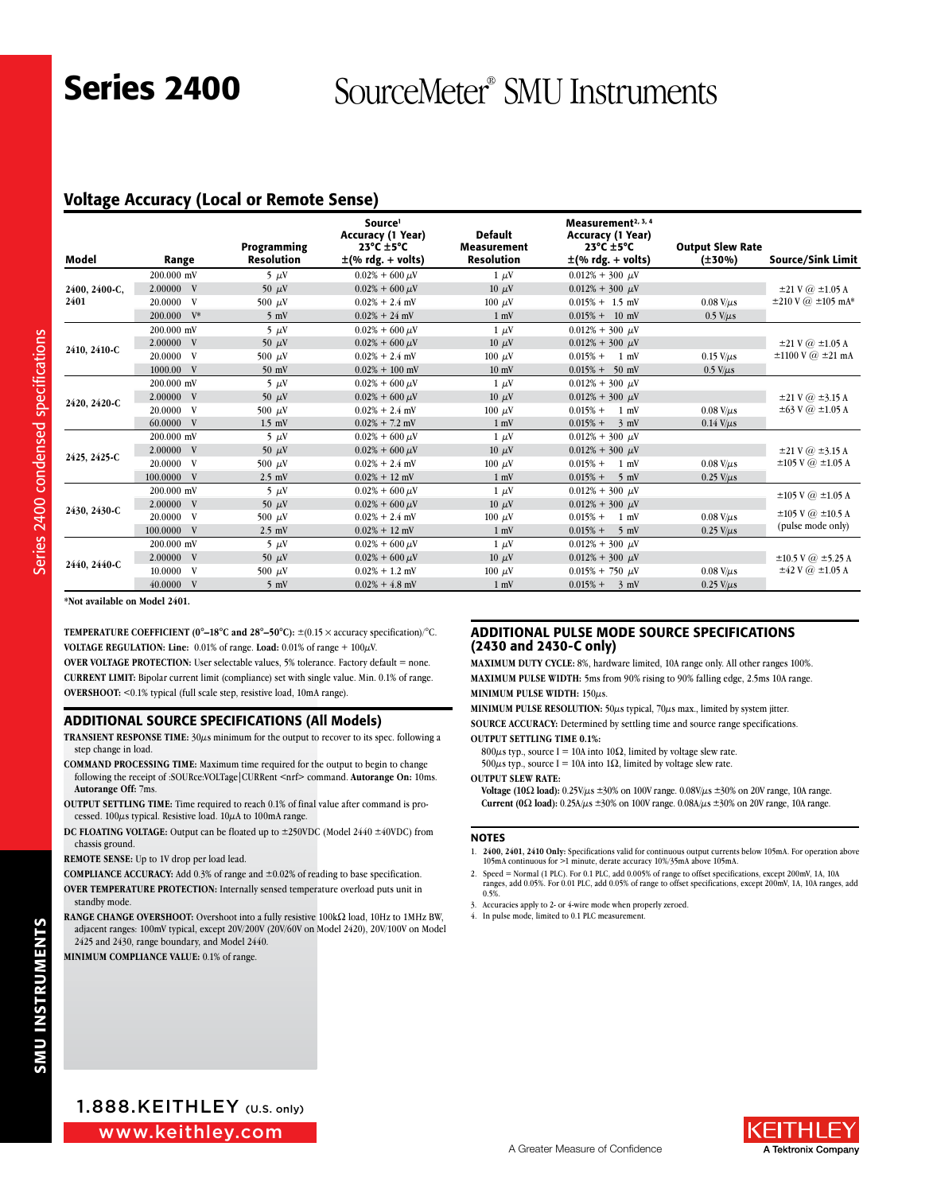# Series 2400 SourceMeter® SMU Instruments

## Voltage Accuracy (Local or Remote Sense)

| Model | Range | Programming Resolution | Source[1] Accuracy (1 Year) 23°C ±5°C ±(% rdg. + volts) | Default Measurement Resolution | Measurement[2, 3, 4] Accuracy (1 Year) 23°C ±5°C ±(% rdg. + volts) | Output Slew Rate (±30%) | Source/Sink Limit |
|---|---|---|---|---|---|---|---|
| 2400, 2400-C, 2401 | 200.000 mV | 5 µV | 0.02% + 600 µV | 1 µV | 0.012% + 300 µV | | ±21 V @ ±1.05 A<br>±210 V @ ±105 mA* |
| | 2.00000 V | 50 µV | 0.02% + 600 µV | 10 µV | 0.012% + 300 µV | | |
| | 20.0000 V | 500 µV | 0.02% + 2.4 mV | 100 µV | 0.015% + 1.5 mV | 0.08 V/µs | |
| | 200.000 V* | 5 mV | 0.02% + 24 mV | 1 mV | 0.015% + 10 mV | 0.5 V/µs | |
| 2410, 2410-C | 200.000 mV | 5 µV | 0.02% + 600 µV | 1 µV | 0.012% + 300 µV | | ±21 V @ ±1.05 A<br>±1100 V @ ±21 mA |
| | 2.00000 V | 50 µV | 0.02% + 600 µV | 10 µV | 0.012% + 300 µV | | |
| | 20.0000 V | 500 µV | 0.02% + 2.4 mV | 100 µV | 0.015% + 1 mV | 0.15 V/µs | |
| | 1000.00 V | 50 mV | 0.02% + 100 mV | 10 mV | 0.015% + 50 mV | 0.5 V/µs | |
| 2420, 2420-C | 200.000 mV | 5 µV | 0.02% + 600 µV | 1 µV | 0.012% + 300 µV | | ±21 V @ ±3.15 A<br>±63 V @ ±1.05 A |
| | 2.00000 V | 50 µV | 0.02% + 600 µV | 10 µV | 0.012% + 300 µV | | |
| | 20.0000 V | 500 µV | 0.02% + 2.4 mV | 100 µV | 0.015% + 1 mV | 0.08 V/µs | |
| | 60.0000 V | 1.5 mV | 0.02% + 7.2 mV | 1 mV | 0.015% + 3 mV | 0.14 V/µs | |
| 2425, 2425-C | 200.000 mV | 5 µV | 0.02% + 600 µV | 1 µV | 0.012% + 300 µV | | ±21 V @ ±3.15 A<br>±105 V @ ±1.05 A |
| | 2.00000 V | 50 µV | 0.02% + 600 µV | 10 µV | 0.012% + 300 µV | | |
| | 20.0000 V | 500 µV | 0.02% + 2.4 mV | 100 µV | 0.015% + 1 mV | 0.08 V/µs | |
| | 100.0000 V | 2.5 mV | 0.02% + 12 mV | 1 mV | 0.015% + 5 mV | 0.25 V/µs | |
| 2430, 2430-C | 200.000 mV | 5 µV | 0.02% + 600 µV | 1 µV | 0.012% + 300 µV | | ±105 V @ ±1.05 A<br>±105 V @ ±10.5 A (pulse mode only) |
| | 2.00000 V | 50 µV | 0.02% + 600 µV | 10 µV | 0.012% + 300 µV | | |
| | 20.0000 V | 500 µV | 0.02% + 2.4 mV | 100 µV | 0.015% + 1 mV | 0.08 V/µs | |
| | 100.0000 V | 2.5 mV | 0.02% + 12 mV | 1 mV | 0.015% + 5 mV | 0.25 V/µs | |
| 2440, 2440-C | 200.000 mV | 5 µV | 0.02% + 600 µV | 1 µV | 0.012% + 300 µV | | ±10.5 V @ ±5.25 A<br>±42 V @ ±1.05 A |
| | 2.00000 V | 50 µV | 0.02% + 600 µV | 10 µV | 0.012% + 300 µV | | |
| | 10.0000 V | 500 µV | 0.02% + 1.2 mV | 100 µV | 0.015% + 750 µV | 0.08 V/µs | |
| | 40.0000 V | 5 mV | 0.02% + 4.8 mV | 1 mV | 0.015% + 3 mV | 0.25 V/µs | |

*Not available on Model 2401.

**TEMPERATURE COEFFICIENT (0°–18°C and 28°–50°C):** ±(0.15 × accuracy specification)/°C.
**VOLTAGE REGULATION: Line:** 0.01% of range. **Load:** 0.01% of range + 100µV.
**OVER VOLTAGE PROTECTION:** User selectable values, 5% tolerance. Factory default = none.
**CURRENT LIMIT:** Bipolar current limit (compliance) set with single value. Min. 0.1% of range.
**OVERSHOOT:** <0.1% typical (full scale step, resistive load, 10mA range).

## ADDITIONAL SOURCE SPECIFICATIONS (All Models)

**TRANSIENT RESPONSE TIME:** 30µs minimum for the output to recover to its spec. following a step change in load.
**COMMAND PROCESSING TIME:** Maximum time required for the output to begin to change following the receipt of :SOURce:VOLTage|CURRent <nrf> command. **Autorange On:** 10ms. **Autorange Off:** 7ms.
**OUTPUT SETTLING TIME:** Time required to reach 0.1% of final value after command is processed. 100µs typical. Resistive load. 10µA to 100mA range.
**DC FLOATING VOLTAGE:** Output can be floated up to ±250VDC (Model 2440 ±40VDC) from chassis ground.
**REMOTE SENSE:** Up to 1V drop per load lead.
**COMPLIANCE ACCURACY:** Add 0.3% of range and ±0.02% of reading to base specification.
**OVER TEMPERATURE PROTECTION:** Internally sensed temperature overload puts unit in standby mode.
**RANGE CHANGE OVERSHOOT:** Overshoot into a fully resistive 100kΩ load, 10Hz to 1MHz BW, adjacent ranges: 100mV typical, except 20V/200V (20V/60V on Model 2420), 20V/100V on Model 2425 and 2430, range boundary, and Model 2440.
**MINIMUM COMPLIANCE VALUE:** 0.1% of range.

## ADDITIONAL PULSE MODE SOURCE SPECIFICATIONS (2430 and 2430-C only)

**MAXIMUM DUTY CYCLE:** 8%, hardware limited, 10A range only. All other ranges 100%.
**MAXIMUM PULSE WIDTH:** 5ms from 90% rising to 90% falling edge, 2.5ms 10A range.
**MINIMUM PULSE WIDTH:** 150µs.
**MINIMUM PULSE RESOLUTION:** 50µs typical, 70µs max., limited by system jitter.
**SOURCE ACCURACY:** Determined by settling time and source range specifications.
**OUTPUT SETTLING TIME 0.1%:**
800µs typ., source I = 10A into 10Ω, limited by voltage slew rate.
500µs typ., source I = 10A into 1Ω, limited by voltage slew rate.
**OUTPUT SLEW RATE:**
**Voltage (10Ω load):** 0.25V/µs ±30% on 100V range. 0.08V/µs ±30% on 20V range, 10A range.
**Current (0Ω load):** 0.25A/µs ±30% on 100V range. 0.08A/µs ±30% on 20V range, 10A range.

## NOTES

1. **2400, 2401, 2410 Only:** Specifications valid for continuous output currents below 105mA. For operation above 105mA continuous for >1 minute, derate accuracy 10%/35mA above 105mA.
2. Speed = Normal (1 PLC). For 0.1 PLC, add 0.005% of range to offset specifications, except 200mV, 1A, 10A ranges, add 0.05%. For 0.01 PLC, add 0.05% of range to offset specifications, except 200mV, 1A, 10A ranges, add 0.5%.
3. Accuracies apply to 2- or 4-wire mode when properly zeroed.
4. In pulse mode, limited to 0.1 PLC measurement.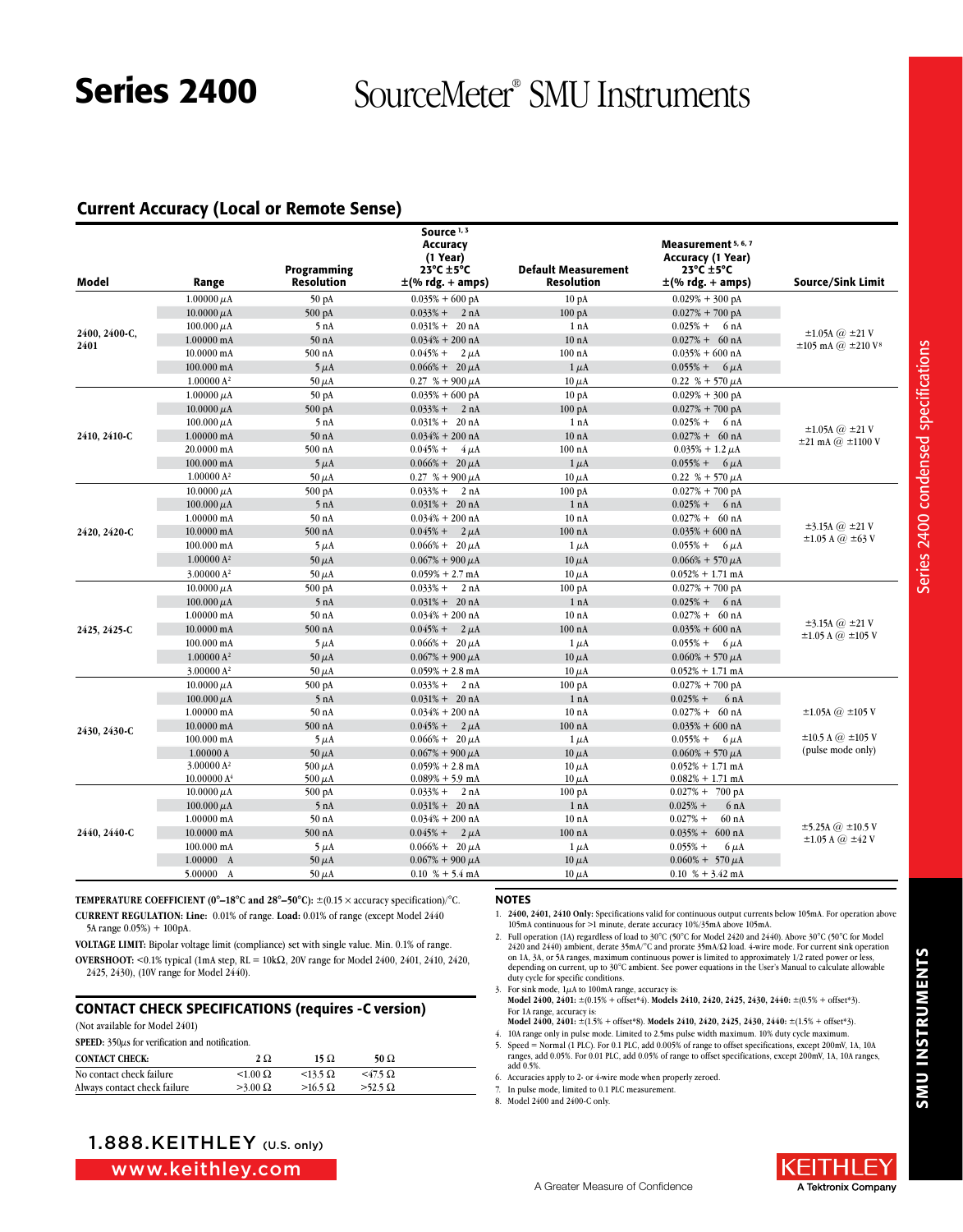# Series 2400 SourceMeter® SMU Instruments

## Current Accuracy (Local or Remote Sense)

| Model | Range | Programming Resolution | Source [1, 3] Accuracy (1 Year) 23°C ±5°C ±(% rdg. + amps) | Default Measurement Resolution | Measurement [5, 6, 7] Accuracy (1 Year) 23°C ±5°C ±(% rdg. + amps) | Source/Sink Limit |
|---|---|---|---|---|---|---|
| 2400, 2400-C, 2401 | 1.00000 µA | 50 pA | 0.035% + 600 pA | 10 pA | 0.029% + 300 pA | ±1.05A @ ±21 V ±105 mA @ ±210 V [8] |
| | 10.0000 µA | 500 pA | 0.033% + 2 nA | 100 pA | 0.027% + 700 pA | |
| | 100.000 µA | 5 nA | 0.031% + 20 nA | 1 nA | 0.025% + 6 nA | |
| | 1.00000 mA | 50 nA | 0.034% + 200 nA | 10 nA | 0.027% + 60 nA | |
| | 10.0000 mA | 500 nA | 0.045% + 2 µA | 100 nA | 0.035% + 600 nA | |
| | 100.000 mA | 5 µA | 0.066% + 20 µA | 1 µA | 0.055% + 6 µA | |
| | 1.00000 A [2] | 50 µA | 0.27 % + 900 µA | 10 µA | 0.22 % + 570 µA | |
| 2410, 2410-C | 1.00000 µA | 50 pA | 0.035% + 600 pA | 10 pA | 0.029% + 300 pA | ±1.05A @ ±21 V ±21 mA @ ±1100 V |
| | 10.0000 µA | 500 pA | 0.033% + 2 nA | 100 pA | 0.027% + 700 pA | |
| | 100.000 µA | 5 nA | 0.031% + 20 nA | 1 nA | 0.025% + 6 nA | |
| | 1.00000 mA | 50 nA | 0.034% + 200 nA | 10 nA | 0.027% + 60 nA | |
| | 20.0000 mA | 500 nA | 0.045% + 4 µA | 100 nA | 0.035% + 1.2 µA | |
| | 100.000 mA | 5 µA | 0.066% + 20 µA | 1 µA | 0.055% + 6 µA | |
| | 1.00000 A [2] | 50 µA | 0.27 % + 900 µA | 10 µA | 0.22 % + 570 µA | |
| 2420, 2420-C | 10.0000 µA | 500 pA | 0.033% + 2 nA | 100 pA | 0.027% + 700 pA | ±3.15A @ ±21 V ±1.05 A @ ±63 V |
| | 100.000 µA | 5 nA | 0.031% + 20 nA | 1 nA | 0.025% + 6 nA | |
| | 1.00000 mA | 50 nA | 0.034% + 200 nA | 10 nA | 0.027% + 60 nA | |
| | 10.0000 mA | 500 nA | 0.045% + 2 µA | 100 nA | 0.035% + 600 nA | |
| | 100.000 mA | 5 µA | 0.066% + 20 µA | 1 µA | 0.055% + 6 µA | |
| | 1.00000 A [2] | 50 µA | 0.067% + 900 µA | 10 µA | 0.066% + 570 µA | |
| | 3.00000 A [2] | 50 µA | 0.059% + 2.7 mA | 10 µA | 0.052% + 1.71 mA | |
| 2425, 2425-C | 10.0000 µA | 500 pA | 0.033% + 2 nA | 100 pA | 0.027% + 700 pA | ±3.15A @ ±21 V ±1.05 A @ ±105 V |
| | 100.000 µA | 5 nA | 0.031% + 20 nA | 1 nA | 0.025% + 6 nA | |
| | 1.00000 mA | 50 nA | 0.034% + 200 nA | 10 nA | 0.027% + 60 nA | |
| | 10.0000 mA | 500 nA | 0.045% + 2 µA | 100 nA | 0.035% + 600 nA | |
| | 100.000 mA | 5 µA | 0.066% + 20 µA | 1 µA | 0.055% + 6 µA | |
| | 1.00000 A [2] | 50 µA | 0.067% + 900 µA | 10 µA | 0.060% + 570 µA | |
| | 3.00000 A [2] | 50 µA | 0.059% + 2.8 mA | 10 µA | 0.052% + 1.71 mA | |
| 2430, 2430-C | 10.0000 µA | 500 pA | 0.033% + 2 nA | 100 pA | 0.027% + 700 pA | ±1.05A @ ±105 V ±10.5 A @ ±105 V (pulse mode only) |
| | 100.000 µA | 5 nA | 0.031% + 20 nA | 1 nA | 0.025% + 6 nA | |
| | 1.00000 mA | 50 nA | 0.034% + 200 nA | 10 nA | 0.027% + 60 nA | |
| | 10.0000 mA | 500 nA | 0.045% + 2 µA | 100 nA | 0.035% + 600 nA | |
| | 100.000 mA | 5 µA | 0.066% + 20 µA | 1 µA | 0.055% + 6 µA | |
| | 1.00000 A | 50 µA | 0.067% + 900 µA | 10 µA | 0.060% + 570 µA | |
| | 3.00000 A [2] | 500 µA | 0.059% + 2.8 mA | 10 µA | 0.052% + 1.71 mA | |
| | 10.00000 A [4] | 500 µA | 0.089% + 5.9 mA | 10 µA | 0.082% + 1.71 mA | |
| 2440, 2440-C | 10.0000 µA | 500 pA | 0.033% + 2 nA | 100 pA | 0.027% + 700 pA | ±5.25A @ ±10.5 V ±1.05 A @ ±42 V |
| | 100.000 µA | 5 nA | 0.031% + 20 nA | 1 nA | 0.025% + 6 nA | |
| | 1.00000 mA | 50 nA | 0.034% + 200 nA | 10 nA | 0.027% + 60 nA | |
| | 10.0000 mA | 500 nA | 0.045% + 2 µA | 100 nA | 0.035% + 600 nA | |
| | 100.000 mA | 5 µA | 0.066% + 20 µA | 1 µA | 0.055% + 6 µA | |
| | 1.00000 A | 50 µA | 0.067% + 900 µA | 10 µA | 0.060% + 570 µA | |
| | 5.00000 A | 50 µA | 0.10 % + 5.4 mA | 10 µA | 0.10 % + 3.42 mA | |

**TEMPERATURE COEFFICIENT (0°–18°C and 28°–50°C):** ±(0.15 × accuracy specification)/°C.

**CURRENT REGULATION: Line:** 0.01% of range. **Load:** 0.01% of range (except Model 2440 5A range 0.05%) + 100pA.

**VOLTAGE LIMIT:** Bipolar voltage limit (compliance) set with single value. Min. 0.1% of range.

**OVERSHOOT:** <0.1% typical (1mA step, RL = 10kΩ, 20V range for Model 2400, 2401, 2410, 2420, 2425, 2430), (10V range for Model 2440).

## CONTACT CHECK SPECIFICATIONS (requires -C version)

(Not available for Model 2401)

**SPEED:** 350µs for verification and notification.

| CONTACT CHECK: | 2 Ω | 15 Ω | 50 Ω |
|---|---|---|---|
| No contact check failure | <1.00 Ω | <13.5 Ω | <47.5 Ω |
| Always contact check failure | >3.00 Ω | >16.5 Ω | >52.5 Ω |

## NOTES

1. **2400, 2401, 2410 Only:** Specifications valid for continuous output currents below 105mA. For operation above 105mA continuous for >1 minute, derate accuracy 10%/35mA above 105mA.
2. Full operation (1A) regardless of load to 30°C (50°C for Model 2420 and 2440). Above 30°C (50°C for Model 2420 and 2440) ambient, derate 35mA/°C and prorate 35mA/Ω load. 4-wire mode. For current sink operation on 1A, 3A, or 5A ranges, maximum continuous power is limited to approximately 1/2 rated power or less, depending on current, up to 30°C ambient. See power equations in the User's Manual to calculate allowable duty cycle for specific conditions.
3. For sink mode, 1µA to 100mA range, accuracy is:
   **Model 2400, 2401:** ±(0.15% + offset*4). **Models 2410, 2420, 2425, 2430, 2440:** ±(0.5% + offset*3).
   For 1A range, accuracy is:
   **Model 2400, 2401:** ±(1.5% + offset*8). **Models 2410, 2420, 2425, 2430, 2440:** ±(1.5% + offset*3).
4. 10A range only in pulse mode. Limited to 2.5ms pulse width maximum. 10% duty cycle maximum.
5. Speed = Normal (1 PLC). For 0.1 PLC, add 0.005% of range to offset specifications, except 200mV, 1A, 10A ranges, add 0.05%. For 0.01 PLC, add 0.05% of range to offset specifications, except 200mV, 1A, 10A ranges, add 0.5%.
6. Accuracies apply to 2- or 4-wire mode when properly zeroed.
7. In pulse mode, limited to 0.1 PLC measurement.
8. Model 2400 and 2400-C only.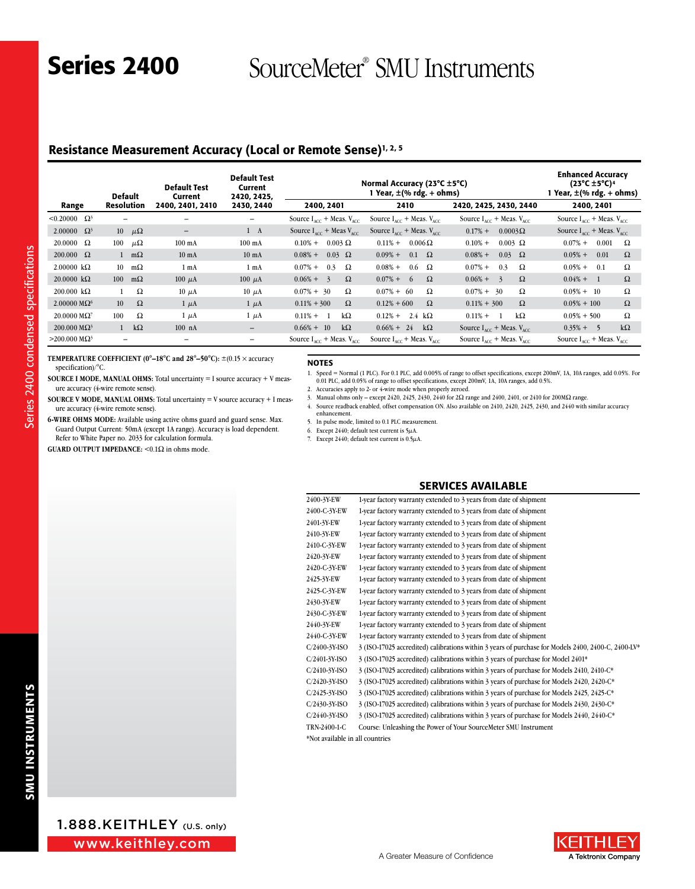# Series 2400 SourceMeter® SMU Instruments

## Resistance Measurement Accuracy (Local or Remote Sense)[1, 2, 5]

| Range | Default Resolution | Default Test Current 2400, 2401, 2410 | Default Test Current 2420, 2425, 2430, 2440 | Normal Accuracy (23°C ±5°C) 1 Year, ±(% rdg. + ohms) 2400, 2401 | 2410 | 2420, 2425, 2430, 2440 | Enhanced Accuracy (23°C ±5°C)[4] 1 Year, ±(% rdg. + ohms) 2400, 2401 |
|---|---|---|---|---|---|---|---|
| <0.20000 Ω[3] | – | – | – | Source $I_{ACC}$ + Meas. $V_{ACC}$ | Source $I_{ACC}$ + Meas. $V_{ACC}$ | Source $I_{ACC}$ + Meas. $V_{ACC}$ | Source $I_{ACC}$ + Meas. $V_{ACC}$ |
| 2.00000 Ω[3] | 10 µΩ | – | 1 A | Source $I_{ACC}$ + Meas $V_{ACC}$ | Source $I_{ACC}$ + Meas. $V_{ACC}$ | 0.17% + 0.0003Ω | Source $I_{ACC}$ + Meas. $V_{ACC}$ |
| 20.0000 Ω | 100 µΩ | 100 mA | 100 mA | 0.10% + 0.003 Ω | 0.11% + 0.006 Ω | 0.10% + 0.003 Ω | 0.07% + 0.001 Ω |
| 200.000 Ω | 1 mΩ | 10 mA | 10 mA | 0.08% + 0.03 Ω | 0.09% + 0.1 Ω | 0.08% + 0.03 Ω | 0.05% + 0.01 Ω |
| 2.00000 kΩ | 10 mΩ | 1 mA | 1 mA | 0.07% + 0.3 Ω | 0.08% + 0.6 Ω | 0.07% + 0.3 Ω | 0.05% + 0.1 Ω |
| 20.0000 kΩ | 100 mΩ | 100 µA | 100 µA | 0.06% + 3 Ω | 0.07% + 6 Ω | 0.06% + 3 Ω | 0.04% + 1 Ω |
| 200.000 kΩ | 1 Ω | 10 µA | 10 µA | 0.07% + 30 Ω | 0.07% + 60 Ω | 0.07% + 30 Ω | 0.05% + 10 Ω |
| 2.00000 MΩ[6] | 10 Ω | 1 µA | 1 µA | 0.11% + 300 Ω | 0.12% + 600 Ω | 0.11% + 300 Ω | 0.05% + 100 Ω |
| 20.0000 MΩ[7] | 100 Ω | 1 µA | 1 µA | 0.11% + 1 kΩ | 0.12% + 2.4 kΩ | 0.11% + 1 kΩ | 0.05% + 500 Ω |
| 200.000 MΩ[3] | 1 kΩ | 100 nA | – | 0.66% + 10 kΩ | 0.66% + 24 kΩ | Source $I_{ACC}$ + Meas. $V_{ACC}$ | 0.35% + 5 kΩ |
| >200.000 MΩ[3] | – | – | – | Source $I_{ACC}$ + Meas. $V_{ACC}$ | Source $I_{ACC}$ + Meas. $V_{ACC}$ | Source $I_{ACC}$ + Meas. $V_{ACC}$ | Source $I_{ACC}$ + Meas. $V_{ACC}$ |

**TEMPERATURE COEFFICIENT (0°–18°C and 28°–50°C):** ±(0.15 × accuracy specification)/°C.

**SOURCE I MODE, MANUAL OHMS:** Total uncertainty = I source accuracy + V measure accuracy (4-wire remote sense).

**SOURCE V MODE, MANUAL OHMS:** Total uncertainty = V source accuracy + I measure accuracy (4-wire remote sense).

**6-WIRE OHMS MODE:** Available using active ohms guard and guard sense. Max. Guard Output Current: 50mA (except 1A range). Accuracy is load dependent. Refer to White Paper no. 2033 for calculation formula.

**GUARD OUTPUT IMPEDANCE:** <0.1Ω in ohms mode.

### NOTES

1. Speed = Normal (1 PLC). For 0.1 PLC, add 0.005% of range to offset specifications, except 200mV, 1A, 10A ranges, add 0.05%. For 0.01 PLC, add 0.05% of range to offset specifications, except 200mV, 1A, 10A ranges, add 0.5%.
2. Accuracies apply to 2- or 4-wire mode when properly zeroed.
3. Manual ohms only – except 2420, 2425, 2430, 2440 for 2Ω range and 2400, 2401, or 2410 for 200MΩ range.
4. Source readback enabled, offset compensation ON. Also available on 2410, 2420, 2425, 2430, and 2440 with similar accuracy enhancement.
5. In pulse mode, limited to 0.1 PLC measurement.
6. Except 2440; default test current is 5µA.
7. Except 2440; default test current is 0.5µA.

## SERVICES AVAILABLE

| | |
|---|---|
| 2400-3Y-EW | 1-year factory warranty extended to 3 years from date of shipment |
| 2400-C-3Y-EW | 1-year factory warranty extended to 3 years from date of shipment |
| 2401-3Y-EW | 1-year factory warranty extended to 3 years from date of shipment |
| 2410-3Y-EW | 1-year factory warranty extended to 3 years from date of shipment |
| 2410-C-3Y-EW | 1-year factory warranty extended to 3 years from date of shipment |
| 2420-3Y-EW | 1-year factory warranty extended to 3 years from date of shipment |
| 2420-C-3Y-EW | 1-year factory warranty extended to 3 years from date of shipment |
| 2425-3Y-EW | 1-year factory warranty extended to 3 years from date of shipment |
| 2425-C-3Y-EW | 1-year factory warranty extended to 3 years from date of shipment |
| 2430-3Y-EW | 1-year factory warranty extended to 3 years from date of shipment |
| 2430-C-3Y-EW | 1-year factory warranty extended to 3 years from date of shipment |
| 2440-3Y-EW | 1-year factory warranty extended to 3 years from date of shipment |
| 2440-C-3Y-EW | 1-year factory warranty extended to 3 years from date of shipment |
| C/2400-3Y-ISO | 3 (ISO-17025 accredited) calibrations within 3 years of purchase for Models 2400, 2400-C, 2400-LV* |
| C/2401-3Y-ISO | 3 (ISO-17025 accredited) calibrations within 3 years of purchase for Model 2401* |
| C/2410-3Y-ISO | 3 (ISO-17025 accredited) calibrations within 3 years of purchase for Models 2410, 2410-C* |
| C/2420-3Y-ISO | 3 (ISO-17025 accredited) calibrations within 3 years of purchase for Models 2420, 2420-C* |
| C/2425-3Y-ISO | 3 (ISO-17025 accredited) calibrations within 3 years of purchase for Models 2425, 2425-C* |
| C/2430-3Y-ISO | 3 (ISO-17025 accredited) calibrations within 3 years of purchase for Models 2430, 2430-C* |
| C/2440-3Y-ISO | 3 (ISO-17025 accredited) calibrations within 3 years of purchase for Models 2440, 2440-C* |
| TRN-2400-1-C | Course: Unleashing the Power of Your SourceMeter SMU Instrument |

*Not available in all countries

1.888.KEITHLEY (U.S. only)
www.keithley.com

A Greater Measure of Confidence

KEITHLEY A Tektronix Company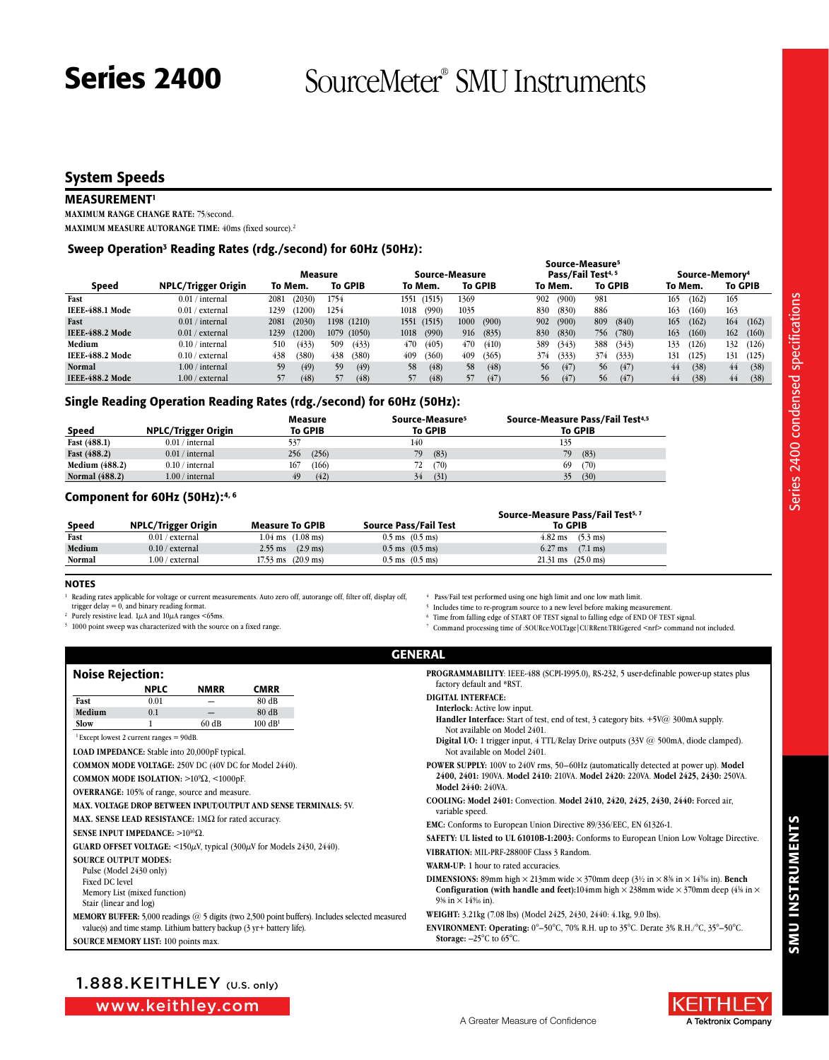# Series 2400 SourceMeter® SMU Instruments

## System Speeds

### MEASUREMENT[1]

**MAXIMUM RANGE CHANGE RATE:** 75/second.

**MAXIMUM MEASURE AUTORANGE TIME:** 40ms (fixed source).[2]

### Sweep Operation[3] Reading Rates (rdg./second) for 60Hz (50Hz):

| | | Measure | | Source-Measure | | Source-Measure[5] Pass/Fail Test[4, 5] | | Source-Memory[4] | |
|---|---|---|---|---|---|---|---|---|---|
| **Speed** | **NPLC/Trigger Origin** | **To Mem.** | **To GPIB** | **To Mem.** | **To GPIB** | **To Mem.** | **To GPIB** | **To Mem.** | **To GPIB** |
| **Fast IEEE-488.1 Mode** | 0.01 / internal | 2081 (2030) | 1754 | 1551 (1515) | 1369 | 902 (900) | 981 | 165 (162) | 165 |
| | 0.01 / external | 1239 (1200) | 1254 | 1018 (990) | 1035 | 830 (830) | 886 | 163 (160) | 163 |
| **Fast IEEE-488.2 Mode** | 0.01 / internal | 2081 (2030) | 1198 (1210) | 1551 (1515) | 1000 (900) | 902 (900) | 809 (840) | 165 (162) | 164 (162) |
| | 0.01 / external | 1239 (1200) | 1079 (1050) | 1018 (990) | 916 (835) | 830 (830) | 756 (780) | 163 (160) | 162 (160) |
| **Medium IEEE-488.2 Mode** | 0.10 / internal | 510 (433) | 509 (433) | 470 (405) | 470 (410) | 389 (343) | 388 (343) | 133 (126) | 132 (126) |
| | 0.10 / external | 438 (380) | 438 (380) | 409 (360) | 409 (365) | 374 (333) | 374 (333) | 131 (125) | 131 (125) |
| **Normal IEEE-488.2 Mode** | 1.00 / internal | 59 (49) | 59 (49) | 58 (48) | 58 (48) | 56 (47) | 56 (47) | 44 (38) | 44 (38) |
| | 1.00 / external | 57 (48) | 57 (48) | 57 (48) | 57 (47) | 56 (47) | 56 (47) | 44 (38) | 44 (38) |

### Single Reading Operation Reading Rates (rdg./second) for 60Hz (50Hz):

| Speed | NPLC/Trigger Origin | Measure To GPIB | Source-Measure[5] To GPIB | Source-Measure Pass/Fail Test[4,5] To GPIB |
|---|---|---|---|---|
| **Fast (488.1)** | 0.01 / internal | 537 | 140 | 135 |
| **Fast (488.2)** | 0.01 / internal | 256 (256) | 79 (83) | 79 (83) |
| **Medium (488.2)** | 0.10 / internal | 167 (166) | 72 (70) | 69 (70) |
| **Normal (488.2)** | 1.00 / internal | 49 (42) | 34 (31) | 35 (30) |

### Component for 60Hz (50Hz):[4, 6]

| Speed | NPLC/Trigger Origin | Measure To GPIB | Source Pass/Fail Test | Source-Measure Pass/Fail Test[5, 7] To GPIB |
|---|---|---|---|---|
| **Fast** | 0.01 / external | 1.04 ms (1.08 ms) | 0.5 ms (0.5 ms) | 4.82 ms (5.3 ms) |
| **Medium** | 0.10 / external | 2.55 ms (2.9 ms) | 0.5 ms (0.5 ms) | 6.27 ms (7.1 ms) |
| **Normal** | 1.00 / external | 17.53 ms (20.9 ms) | 0.5 ms (0.5 ms) | 21.31 ms (25.0 ms) |

### NOTES

1. Reading rates applicable for voltage or current measurements. Auto zero off, autorange off, filter off, display off, trigger delay = 0, and binary reading format.
2. Purely resistive lead. 1µA and 10µA ranges <65ms.
3. 1000 point sweep was characterized with the source on a fixed range.
4. Pass/Fail test performed using one high limit and one low math limit.
5. Includes time to re-program source to a new level before making measurement.
6. Time from falling edge of START OF TEST signal to falling edge of END OF TEST signal.
7. Command processing time of :SOURce:VOLTage|CURRent:TRIGgered <nrf> command not included.

## GENERAL

### Noise Rejection:

| | NPLC | NMRR | CMRR |
|---|---|---|---|
| **Fast** | 0.01 | — | 80 dB |
| **Medium** | 0.1 | — | 80 dB |
| **Slow** | 1 | 60 dB | 100 dB[1] |

[1] Except lowest 2 current ranges = 90dB.

**LOAD IMPEDANCE:** Stable into 20,000pF typical.

**COMMON MODE VOLTAGE:** 250V DC (40V DC for Model 2440).

**COMMON MODE ISOLATION:** $>10^9\Omega$, <1000pF.

**OVERRANGE:** 105% of range, source and measure.

**MAX. VOLTAGE DROP BETWEEN INPUT/OUTPUT AND SENSE TERMINALS:** 5V.

**MAX. SENSE LEAD RESISTANCE:** 1MΩ for rated accuracy.

**SENSE INPUT IMPEDANCE:** $>10^{10}\Omega$.

**GUARD OFFSET VOLTAGE:** <150µV, typical (300µV for Models 2430, 2440).

**SOURCE OUTPUT MODES:**
- Pulse (Model 2430 only)
- Fixed DC level
- Memory List (mixed function)
- Stair (linear and log)

**MEMORY BUFFER:** 5,000 readings @ 5 digits (two 2,500 point buffers). Includes selected measured value(s) and time stamp. Lithium battery backup (3 yr+ battery life).

**SOURCE MEMORY LIST:** 100 points max.

**PROGRAMMABILITY:** IEEE-488 (SCPI-1995.0), RS-232, 5 user-definable power-up states plus factory default and *RST.

**DIGITAL INTERFACE:**
- **Interlock:** Active low input.
- **Handler Interface:** Start of test, end of test, 3 category bits. +5V@ 300mA supply. Not available on Model 2401.
- **Digital I/O:** 1 trigger input, 4 TTL/Relay Drive outputs (33V @ 500mA, diode clamped). Not available on Model 2401.

**POWER SUPPLY:** 100V to 240V rms, 50–60Hz (automatically detected at power up). **Model 2400, 2401:** 190VA. **Model 2410:** 210VA. **Model 2420:** 220VA. **Model 2425, 2430:** 250VA. **Model 2440:** 240VA.

**COOLING: Model 2401:** Convection. **Model 2410, 2420, 2425, 2430, 2440:** Forced air, variable speed.

**EMC:** Conforms to European Union Directive 89/336/EEC, EN 61326-1.

**SAFETY: UL listed to UL 61010B-1:2003:** Conforms to European Union Low Voltage Directive.

**VIBRATION:** MIL-PRF-28800F Class 3 Random.

**WARM-UP:** 1 hour to rated accuracies.

**DIMENSIONS:** 89mm high × 213mm wide × 370mm deep (3½ in × 8⅜ in × 14⁹⁄₁₆ in). **Bench Configuration (with handle and feet):** 104mm high × 238mm wide × 370mm deep (4⅛ in × 9⅜ in × 14⁹⁄₁₆ in).

**WEIGHT:** 3.21kg (7.08 lbs) (Model 2425, 2430, 2440: 4.1kg, 9.0 lbs).

**ENVIRONMENT: Operating:** 0°–50°C, 70% R.H. up to 35°C. Derate 3% R.H./°C, 35°–50°C. **Storage:** –25°C to 65°C.

1.888.KEITHLEY (U.S. only)

www.keithley.com

A Greater Measure of Confidence

KEITHLEY A Tektronix Company